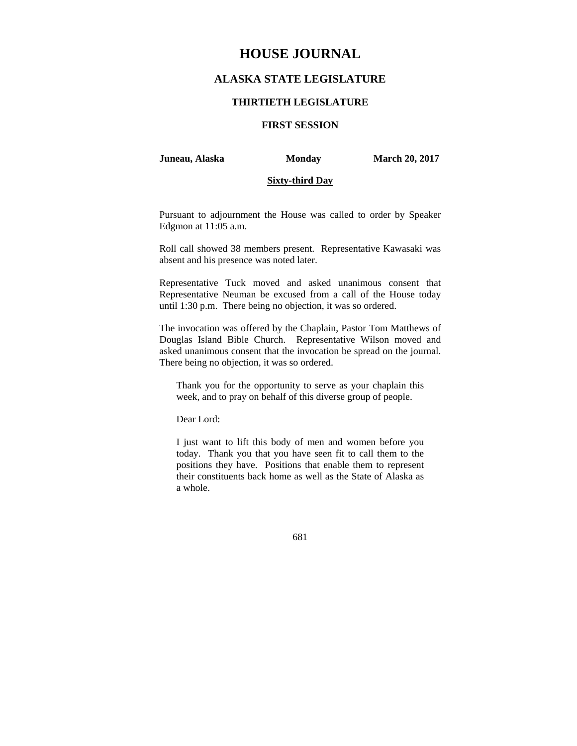# HOUSE JOURNAL

## ALASKA STATE LEGISLATURE

### THIRTIETH LEGISLATURE

### FIRST SESSION

**Juneau, Alaska** **Monday** **March 20, 2017**

**Sixty-third Day**

Pursuant to adjournment the House was called to order by Speaker Edgmon at 11:05 a.m.

Roll call showed 38 members present. Representative Kawasaki was absent and his presence was noted later.

Representative Tuck moved and asked unanimous consent that Representative Neuman be excused from a call of the House today until 1:30 p.m. There being no objection, it was so ordered.

The invocation was offered by the Chaplain, Pastor Tom Matthews of Douglas Island Bible Church. Representative Wilson moved and asked unanimous consent that the invocation be spread on the journal. There being no objection, it was so ordered.

> Thank you for the opportunity to serve as your chaplain this week, and to pray on behalf of this diverse group of people.
>
> Dear Lord:
>
> I just want to lift this body of men and women before you today. Thank you that you have seen fit to call them to the positions they have. Positions that enable them to represent their constituents back home as well as the State of Alaska as a whole.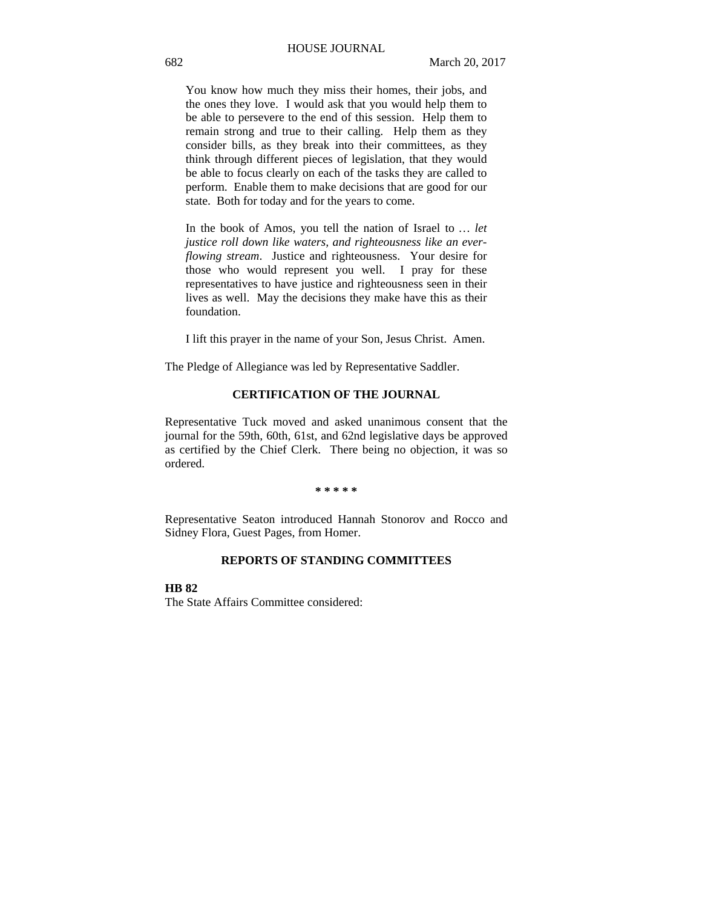You know how much they miss their homes, their jobs, and the ones they love. I would ask that you would help them to be able to persevere to the end of this session. Help them to remain strong and true to their calling. Help them as they consider bills, as they break into their committees, as they think through different pieces of legislation, that they would be able to focus clearly on each of the tasks they are called to perform. Enable them to make decisions that are good for our state. Both for today and for the years to come.

In the book of Amos, you tell the nation of Israel to … *let justice roll down like waters, and righteousness like an ever-flowing stream*. Justice and righteousness. Your desire for those who would represent you well. I pray for these representatives to have justice and righteousness seen in their lives as well. May the decisions they make have this as their foundation.

I lift this prayer in the name of your Son, Jesus Christ. Amen.

The Pledge of Allegiance was led by Representative Saddler.

## CERTIFICATION OF THE JOURNAL

Representative Tuck moved and asked unanimous consent that the journal for the 59th, 60th, 61st, and 62nd legislative days be approved as certified by the Chief Clerk. There being no objection, it was so ordered.

\* \* \* \* \*

Representative Seaton introduced Hannah Stonorov and Rocco and Sidney Flora, Guest Pages, from Homer.

## REPORTS OF STANDING COMMITTEES

**HB 82**

The State Affairs Committee considered: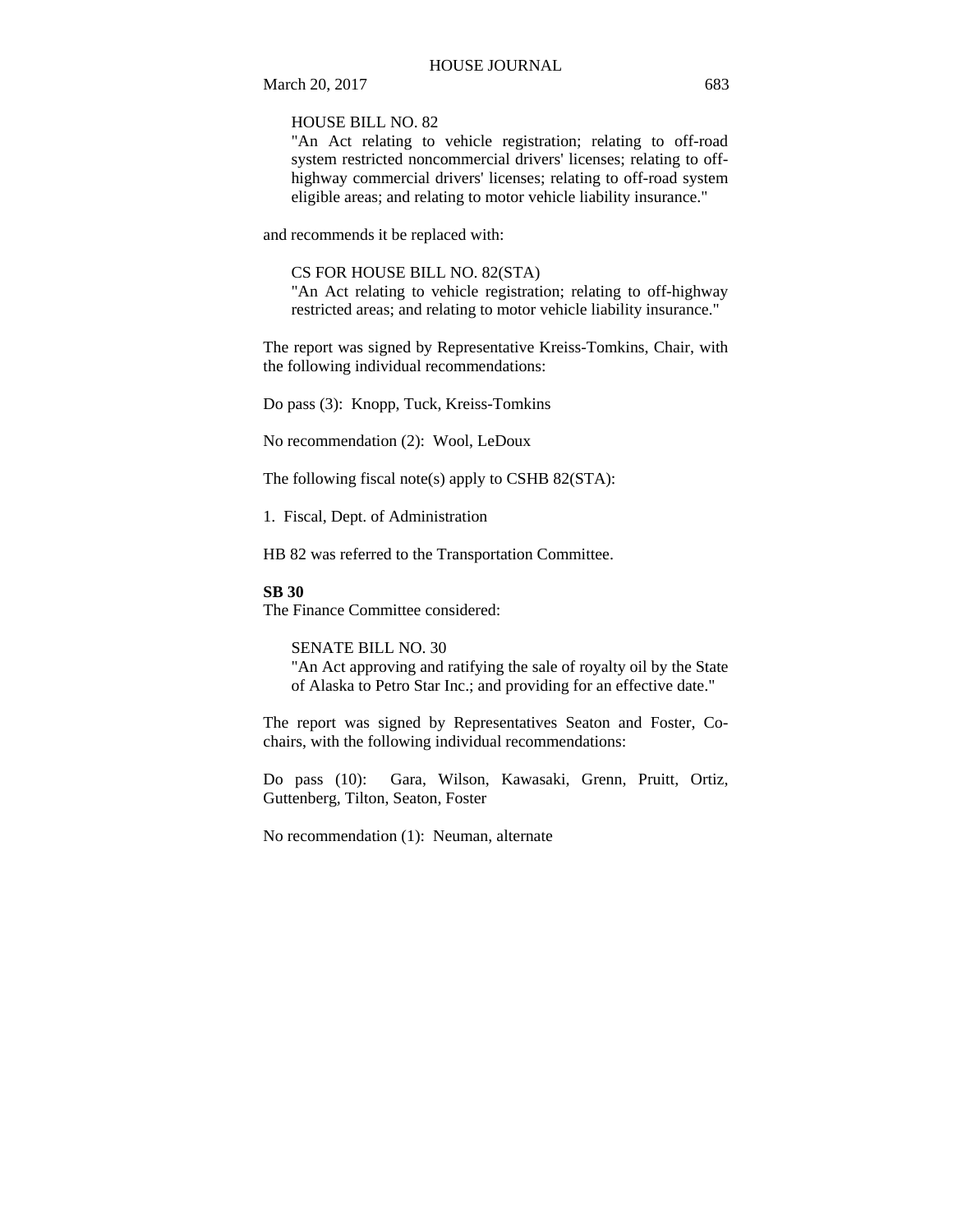HOUSE BILL NO. 82
"An Act relating to vehicle registration; relating to off-road system restricted noncommercial drivers' licenses; relating to off-highway commercial drivers' licenses; relating to off-road system eligible areas; and relating to motor vehicle liability insurance."

and recommends it be replaced with:

CS FOR HOUSE BILL NO. 82(STA)
"An Act relating to vehicle registration; relating to off-highway restricted areas; and relating to motor vehicle liability insurance."

The report was signed by Representative Kreiss-Tomkins, Chair, with the following individual recommendations:

Do pass (3): Knopp, Tuck, Kreiss-Tomkins

No recommendation (2): Wool, LeDoux

The following fiscal note(s) apply to CSHB 82(STA):

1. Fiscal, Dept. of Administration

HB 82 was referred to the Transportation Committee.

**SB 30**
The Finance Committee considered:

SENATE BILL NO. 30
"An Act approving and ratifying the sale of royalty oil by the State of Alaska to Petro Star Inc.; and providing for an effective date."

The report was signed by Representatives Seaton and Foster, Co-chairs, with the following individual recommendations:

Do pass (10): Gara, Wilson, Kawasaki, Grenn, Pruitt, Ortiz, Guttenberg, Tilton, Seaton, Foster

No recommendation (1): Neuman, alternate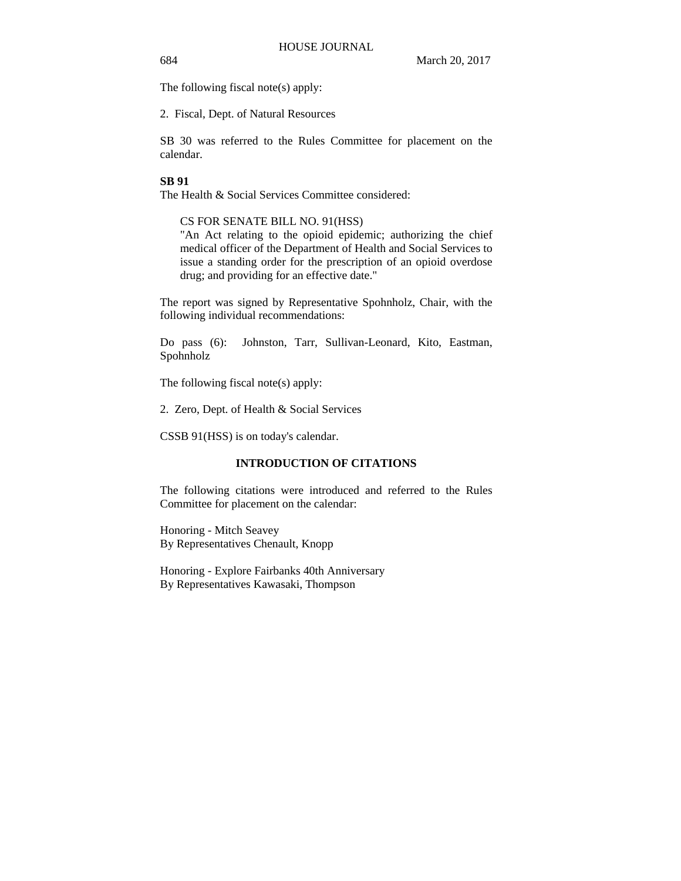The following fiscal note(s) apply:

2. Fiscal, Dept. of Natural Resources

SB 30 was referred to the Rules Committee for placement on the calendar.

**SB 91**

The Health & Social Services Committee considered:

> CS FOR SENATE BILL NO. 91(HSS)
> "An Act relating to the opioid epidemic; authorizing the chief medical officer of the Department of Health and Social Services to issue a standing order for the prescription of an opioid overdose drug; and providing for an effective date."

The report was signed by Representative Spohnholz, Chair, with the following individual recommendations:

Do pass (6): Johnston, Tarr, Sullivan-Leonard, Kito, Eastman, Spohnholz

The following fiscal note(s) apply:

2. Zero, Dept. of Health & Social Services

CSSB 91(HSS) is on today's calendar.

## INTRODUCTION OF CITATIONS

The following citations were introduced and referred to the Rules Committee for placement on the calendar:

Honoring - Mitch Seavey
By Representatives Chenault, Knopp

Honoring - Explore Fairbanks 40th Anniversary
By Representatives Kawasaki, Thompson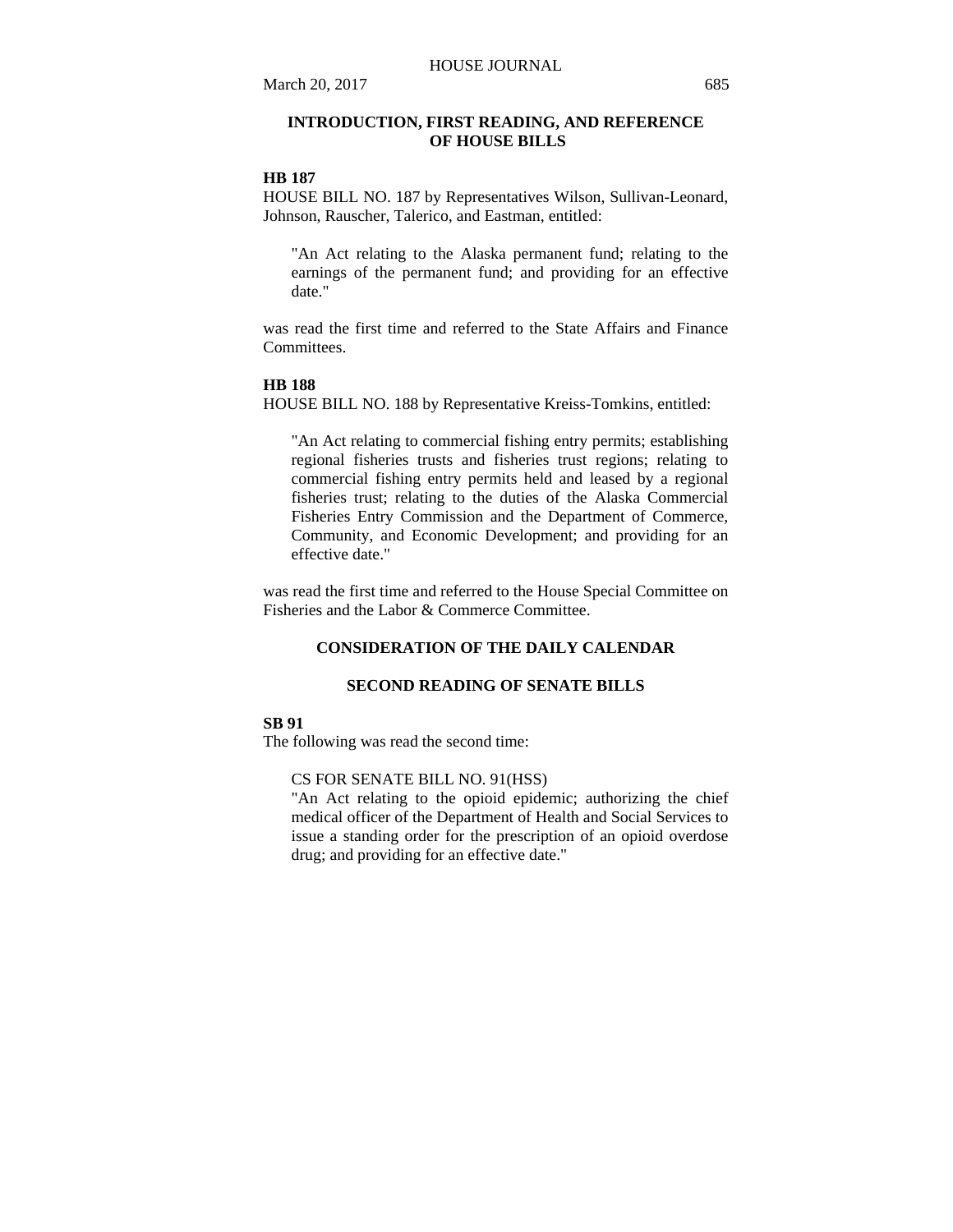## INTRODUCTION, FIRST READING, AND REFERENCE OF HOUSE BILLS

**HB 187**

HOUSE BILL NO. 187 by Representatives Wilson, Sullivan-Leonard, Johnson, Rauscher, Talerico, and Eastman, entitled:

> "An Act relating to the Alaska permanent fund; relating to the earnings of the permanent fund; and providing for an effective date."

was read the first time and referred to the State Affairs and Finance Committees.

**HB 188**

HOUSE BILL NO. 188 by Representative Kreiss-Tomkins, entitled:

> "An Act relating to commercial fishing entry permits; establishing regional fisheries trusts and fisheries trust regions; relating to commercial fishing entry permits held and leased by a regional fisheries trust; relating to the duties of the Alaska Commercial Fisheries Entry Commission and the Department of Commerce, Community, and Economic Development; and providing for an effective date."

was read the first time and referred to the House Special Committee on Fisheries and the Labor & Commerce Committee.

## CONSIDERATION OF THE DAILY CALENDAR

## SECOND READING OF SENATE BILLS

**SB 91**

The following was read the second time:

> CS FOR SENATE BILL NO. 91(HSS)
> "An Act relating to the opioid epidemic; authorizing the chief medical officer of the Department of Health and Social Services to issue a standing order for the prescription of an opioid overdose drug; and providing for an effective date."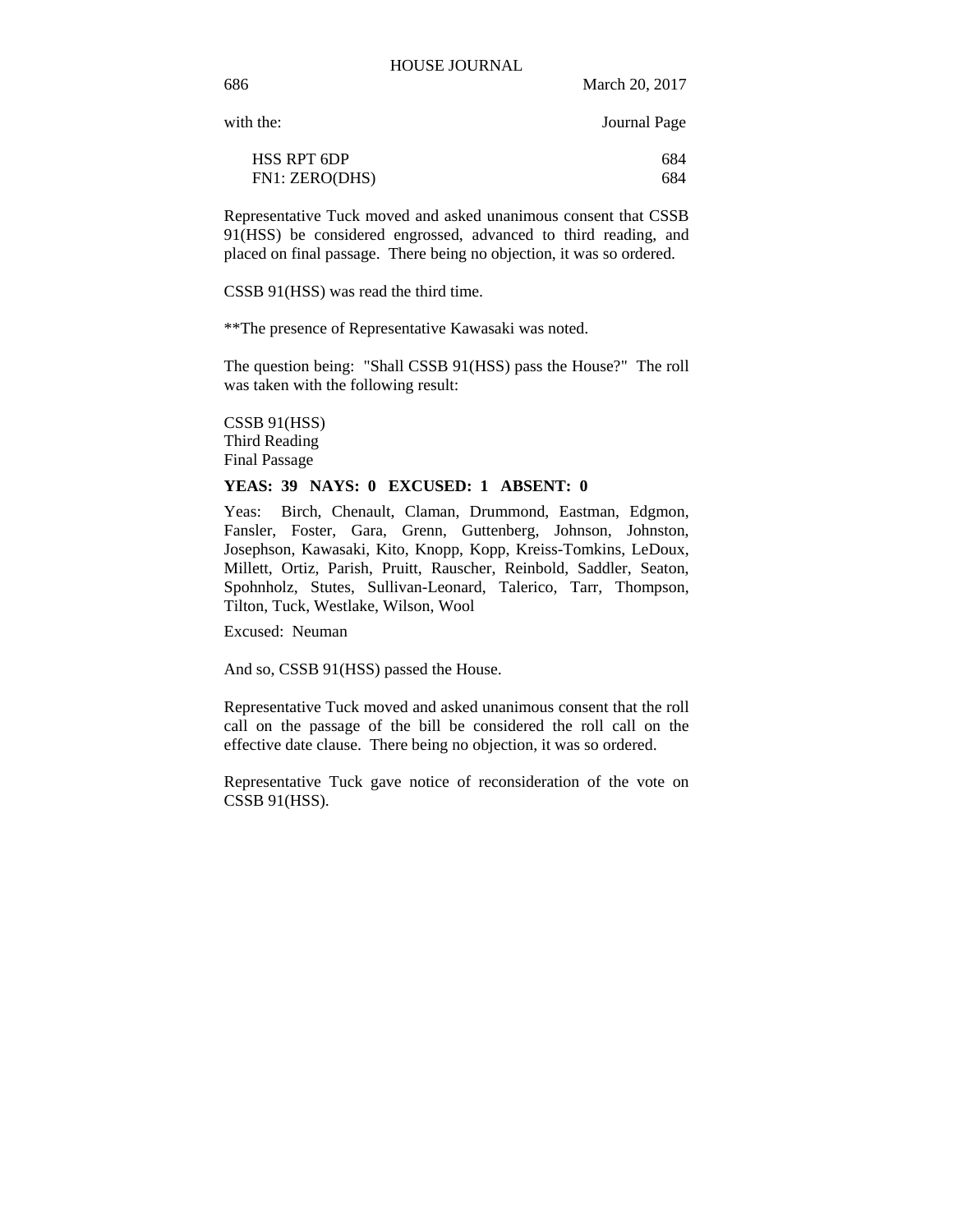with the: Journal Page

| | |
|---|---|
| HSS RPT 6DP | 684 |
| FN1: ZERO(DHS) | 684 |

Representative Tuck moved and asked unanimous consent that CSSB 91(HSS) be considered engrossed, advanced to third reading, and placed on final passage. There being no objection, it was so ordered.

CSSB 91(HSS) was read the third time.

**The presence of Representative Kawasaki was noted.

The question being: "Shall CSSB 91(HSS) pass the House?" The roll was taken with the following result:

CSSB 91(HSS)
Third Reading
Final Passage

**YEAS: 39 NAYS: 0 EXCUSED: 1 ABSENT: 0**

Yeas: Birch, Chenault, Claman, Drummond, Eastman, Edgmon, Fansler, Foster, Gara, Grenn, Guttenberg, Johnson, Johnston, Josephson, Kawasaki, Kito, Knopp, Kopp, Kreiss-Tomkins, LeDoux, Millett, Ortiz, Parish, Pruitt, Rauscher, Reinbold, Saddler, Seaton, Spohnholz, Stutes, Sullivan-Leonard, Talerico, Tarr, Thompson, Tilton, Tuck, Westlake, Wilson, Wool

Excused: Neuman

And so, CSSB 91(HSS) passed the House.

Representative Tuck moved and asked unanimous consent that the roll call on the passage of the bill be considered the roll call on the effective date clause. There being no objection, it was so ordered.

Representative Tuck gave notice of reconsideration of the vote on CSSB 91(HSS).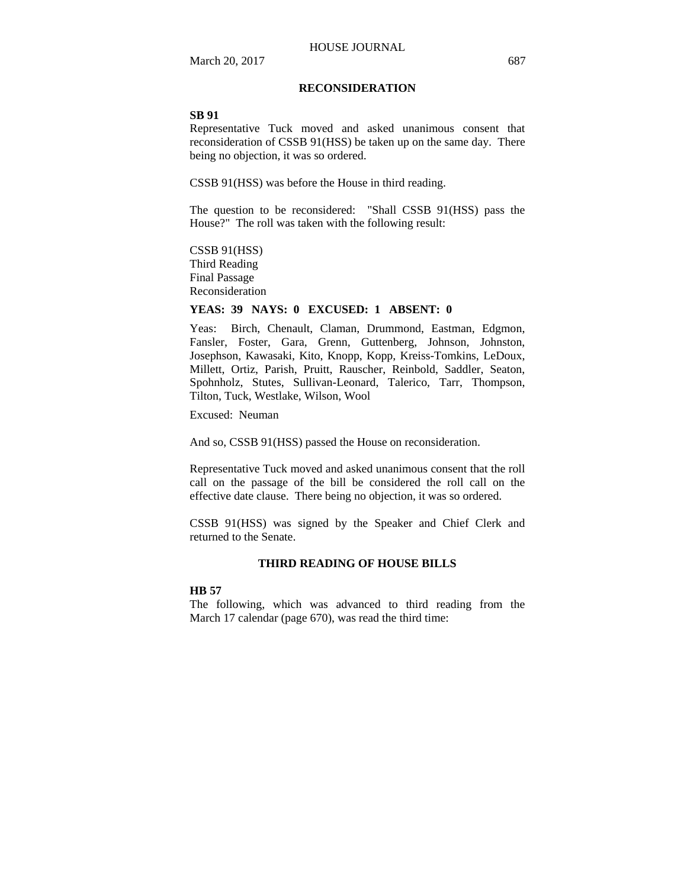## RECONSIDERATION

**SB 91**
Representative Tuck moved and asked unanimous consent that reconsideration of CSSB 91(HSS) be taken up on the same day. There being no objection, it was so ordered.

CSSB 91(HSS) was before the House in third reading.

The question to be reconsidered: "Shall CSSB 91(HSS) pass the House?" The roll was taken with the following result:

CSSB 91(HSS)
Third Reading
Final Passage
Reconsideration

**YEAS: 39 NAYS: 0 EXCUSED: 1 ABSENT: 0**

Yeas: Birch, Chenault, Claman, Drummond, Eastman, Edgmon, Fansler, Foster, Gara, Grenn, Guttenberg, Johnson, Johnston, Josephson, Kawasaki, Kito, Knopp, Kopp, Kreiss-Tomkins, LeDoux, Millett, Ortiz, Parish, Pruitt, Rauscher, Reinbold, Saddler, Seaton, Spohnholz, Stutes, Sullivan-Leonard, Talerico, Tarr, Thompson, Tilton, Tuck, Westlake, Wilson, Wool

Excused: Neuman

And so, CSSB 91(HSS) passed the House on reconsideration.

Representative Tuck moved and asked unanimous consent that the roll call on the passage of the bill be considered the roll call on the effective date clause. There being no objection, it was so ordered.

CSSB 91(HSS) was signed by the Speaker and Chief Clerk and returned to the Senate.

## THIRD READING OF HOUSE BILLS

**HB 57**
The following, which was advanced to third reading from the March 17 calendar (page 670), was read the third time: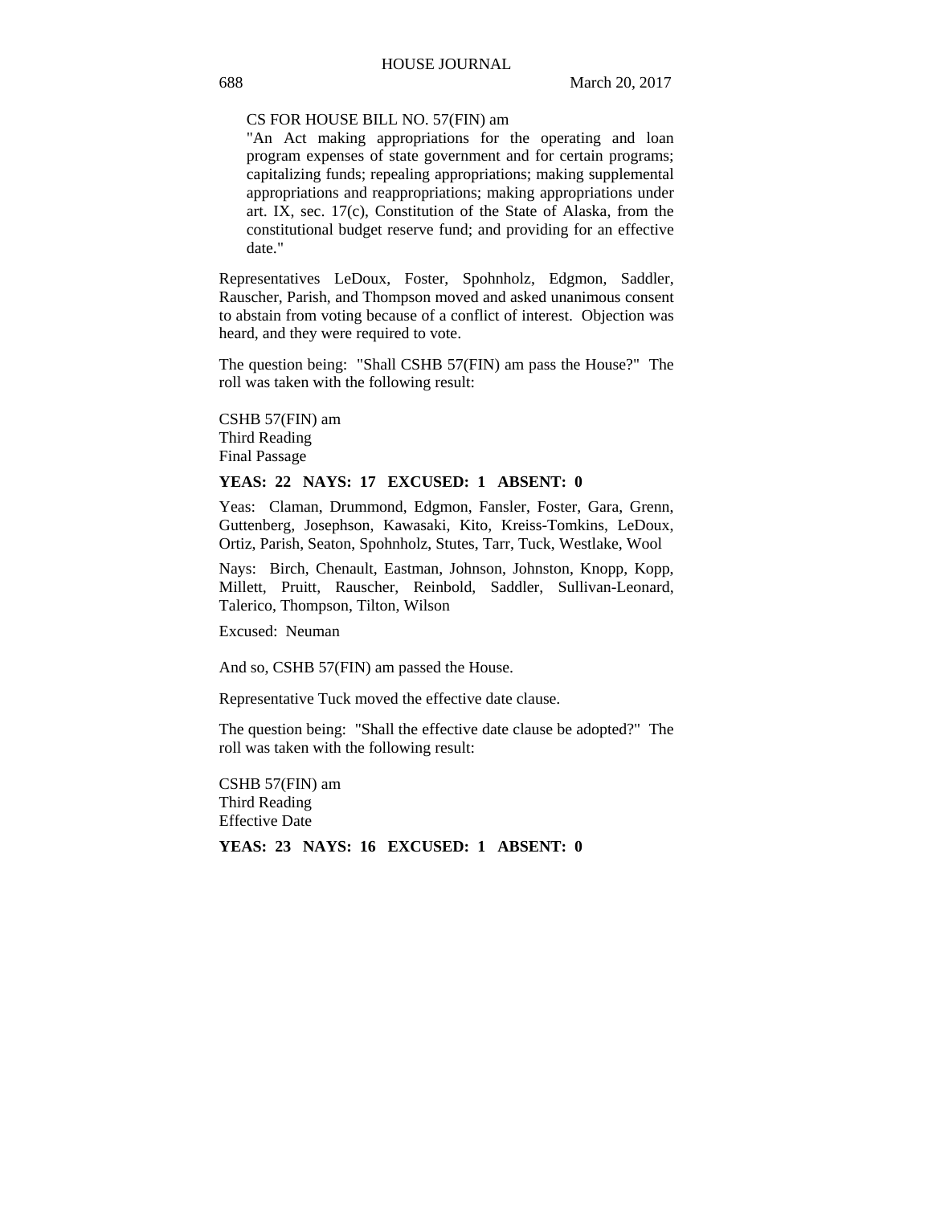CS FOR HOUSE BILL NO. 57(FIN) am

"An Act making appropriations for the operating and loan program expenses of state government and for certain programs; capitalizing funds; repealing appropriations; making supplemental appropriations and reappropriations; making appropriations under art. IX, sec. 17(c), Constitution of the State of Alaska, from the constitutional budget reserve fund; and providing for an effective date."

Representatives LeDoux, Foster, Spohnholz, Edgmon, Saddler, Rauscher, Parish, and Thompson moved and asked unanimous consent to abstain from voting because of a conflict of interest. Objection was heard, and they were required to vote.

The question being: "Shall CSHB 57(FIN) am pass the House?" The roll was taken with the following result:

CSHB 57(FIN) am
Third Reading
Final Passage

**YEAS: 22 NAYS: 17 EXCUSED: 1 ABSENT: 0**

Yeas: Claman, Drummond, Edgmon, Fansler, Foster, Gara, Grenn, Guttenberg, Josephson, Kawasaki, Kito, Kreiss-Tomkins, LeDoux, Ortiz, Parish, Seaton, Spohnholz, Stutes, Tarr, Tuck, Westlake, Wool

Nays: Birch, Chenault, Eastman, Johnson, Johnston, Knopp, Kopp, Millett, Pruitt, Rauscher, Reinbold, Saddler, Sullivan-Leonard, Talerico, Thompson, Tilton, Wilson

Excused: Neuman

And so, CSHB 57(FIN) am passed the House.

Representative Tuck moved the effective date clause.

The question being: "Shall the effective date clause be adopted?" The roll was taken with the following result:

CSHB 57(FIN) am
Third Reading
Effective Date

**YEAS: 23 NAYS: 16 EXCUSED: 1 ABSENT: 0**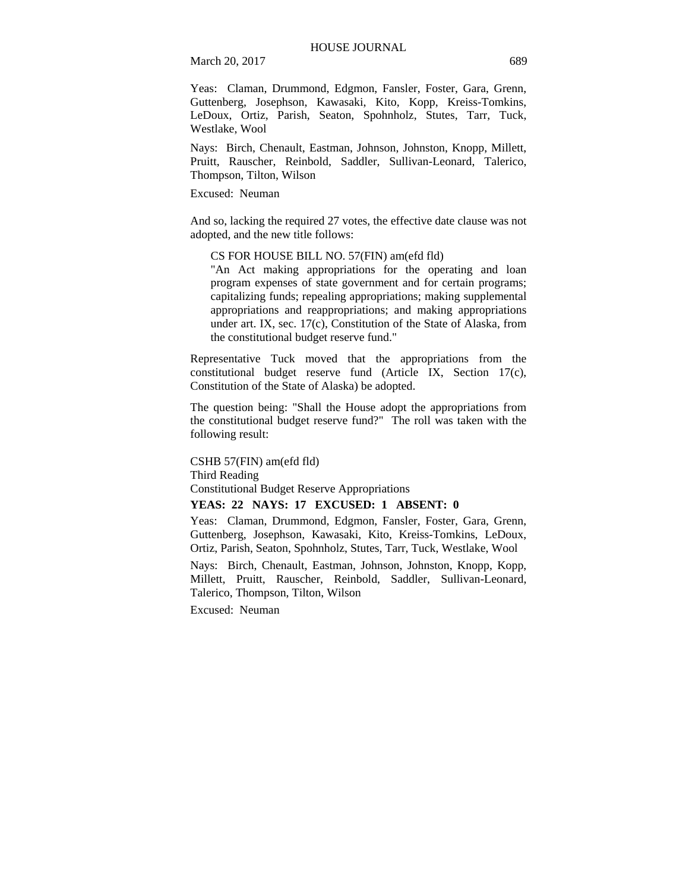Yeas: Claman, Drummond, Edgmon, Fansler, Foster, Gara, Grenn, Guttenberg, Josephson, Kawasaki, Kito, Kopp, Kreiss-Tomkins, LeDoux, Ortiz, Parish, Seaton, Spohnholz, Stutes, Tarr, Tuck, Westlake, Wool

Nays: Birch, Chenault, Eastman, Johnson, Johnston, Knopp, Millett, Pruitt, Rauscher, Reinbold, Saddler, Sullivan-Leonard, Talerico, Thompson, Tilton, Wilson

Excused: Neuman

And so, lacking the required 27 votes, the effective date clause was not adopted, and the new title follows:

> CS FOR HOUSE BILL NO. 57(FIN) am(efd fld)
> "An Act making appropriations for the operating and loan program expenses of state government and for certain programs; capitalizing funds; repealing appropriations; making supplemental appropriations and reappropriations; and making appropriations under art. IX, sec. 17(c), Constitution of the State of Alaska, from the constitutional budget reserve fund."

Representative Tuck moved that the appropriations from the constitutional budget reserve fund (Article IX, Section 17(c), Constitution of the State of Alaska) be adopted.

The question being: "Shall the House adopt the appropriations from the constitutional budget reserve fund?" The roll was taken with the following result:

CSHB 57(FIN) am(efd fld)
Third Reading
Constitutional Budget Reserve Appropriations

**YEAS: 22 NAYS: 17 EXCUSED: 1 ABSENT: 0**

Yeas: Claman, Drummond, Edgmon, Fansler, Foster, Gara, Grenn, Guttenberg, Josephson, Kawasaki, Kito, Kreiss-Tomkins, LeDoux, Ortiz, Parish, Seaton, Spohnholz, Stutes, Tarr, Tuck, Westlake, Wool

Nays: Birch, Chenault, Eastman, Johnson, Johnston, Knopp, Kopp, Millett, Pruitt, Rauscher, Reinbold, Saddler, Sullivan-Leonard, Talerico, Thompson, Tilton, Wilson

Excused: Neuman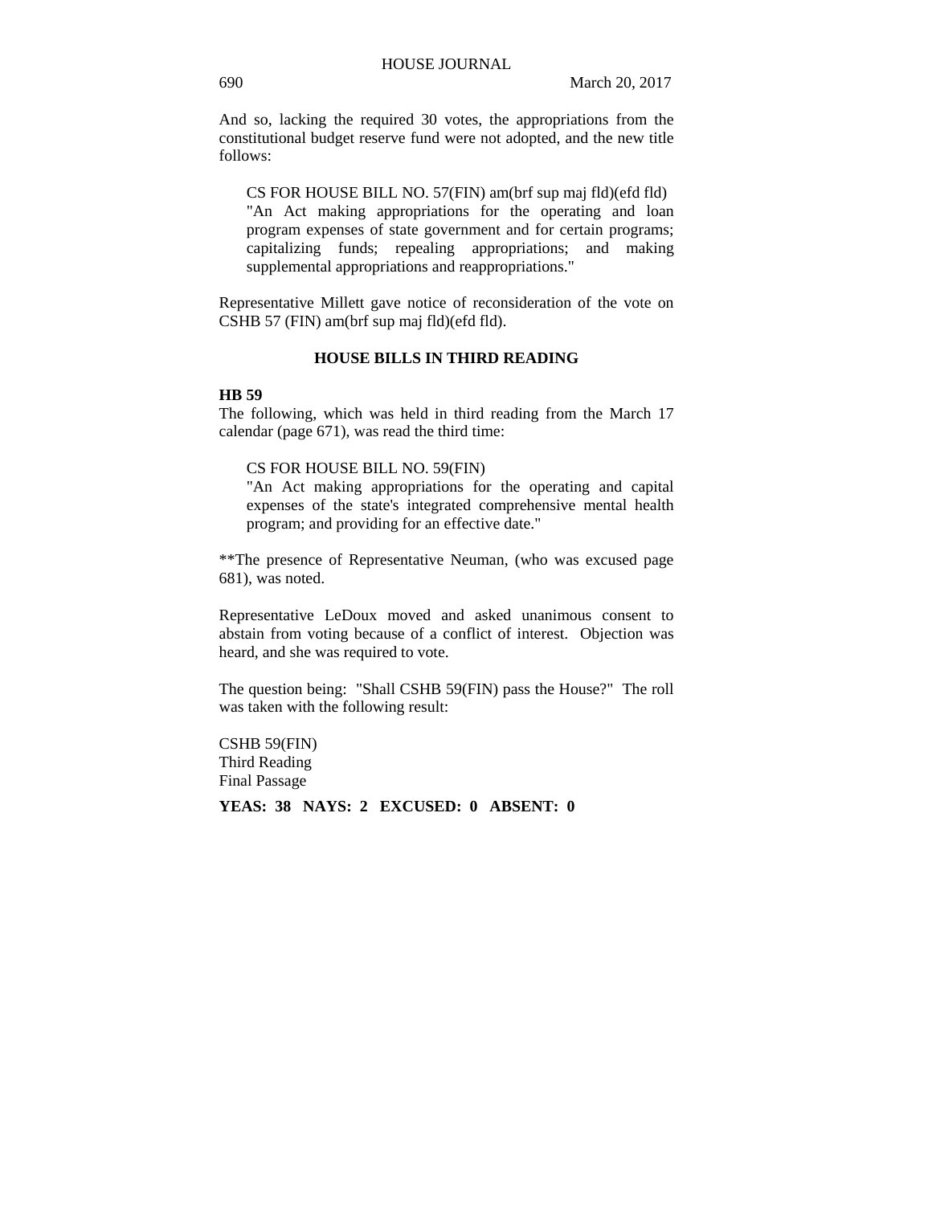And so, lacking the required 30 votes, the appropriations from the constitutional budget reserve fund were not adopted, and the new title follows:

> CS FOR HOUSE BILL NO. 57(FIN) am(brf sup maj fld)(efd fld)
> "An Act making appropriations for the operating and loan program expenses of state government and for certain programs; capitalizing funds; repealing appropriations; and making supplemental appropriations and reappropriations."

Representative Millett gave notice of reconsideration of the vote on CSHB 57 (FIN) am(brf sup maj fld)(efd fld).

## HOUSE BILLS IN THIRD READING

**HB 59**

The following, which was held in third reading from the March 17 calendar (page 671), was read the third time:

> CS FOR HOUSE BILL NO. 59(FIN)
> "An Act making appropriations for the operating and capital expenses of the state's integrated comprehensive mental health program; and providing for an effective date."

**The presence of Representative Neuman, (who was excused page 681), was noted.

Representative LeDoux moved and asked unanimous consent to abstain from voting because of a conflict of interest. Objection was heard, and she was required to vote.

The question being: "Shall CSHB 59(FIN) pass the House?" The roll was taken with the following result:

CSHB 59(FIN)
Third Reading
Final Passage

**YEAS: 38 NAYS: 2 EXCUSED: 0 ABSENT: 0**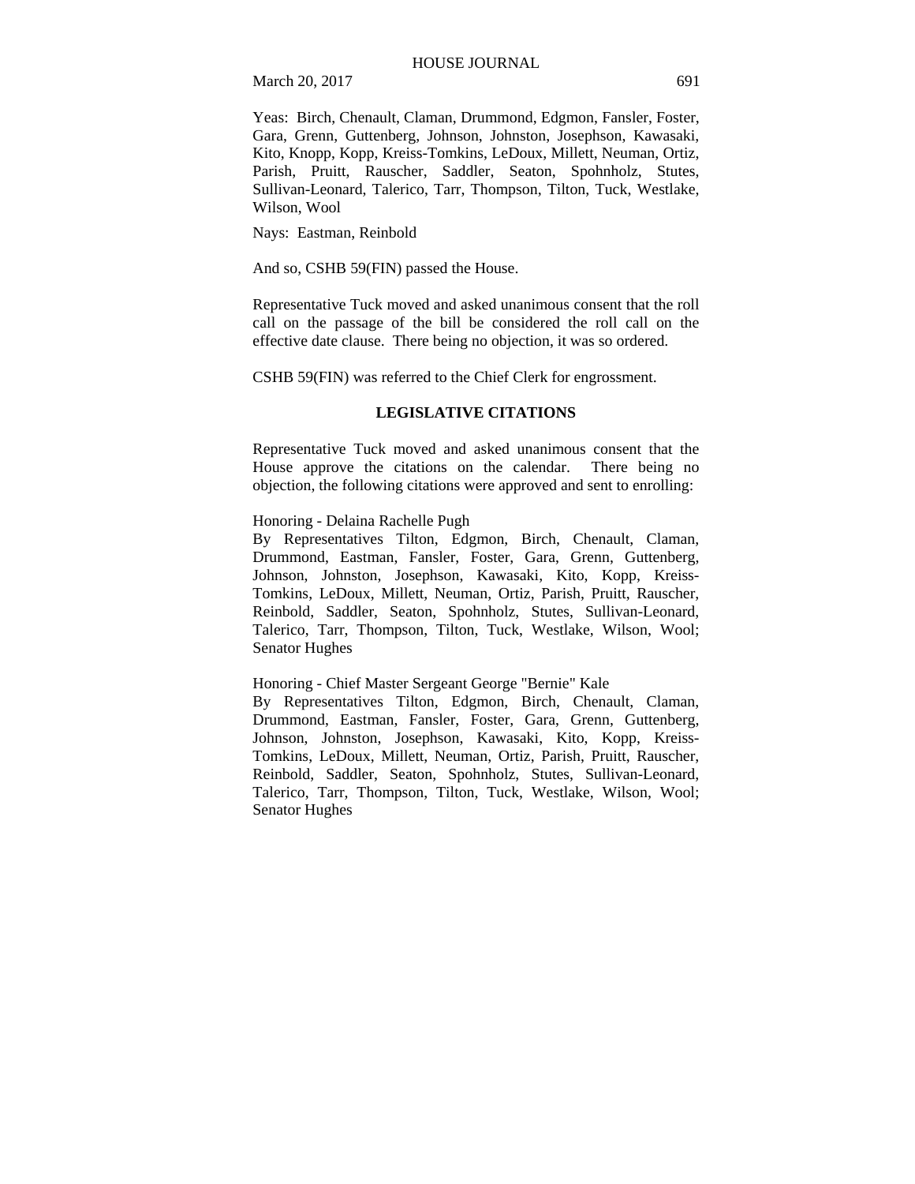Yeas: Birch, Chenault, Claman, Drummond, Edgmon, Fansler, Foster, Gara, Grenn, Guttenberg, Johnson, Johnston, Josephson, Kawasaki, Kito, Knopp, Kopp, Kreiss-Tomkins, LeDoux, Millett, Neuman, Ortiz, Parish, Pruitt, Rauscher, Saddler, Seaton, Spohnholz, Stutes, Sullivan-Leonard, Talerico, Tarr, Thompson, Tilton, Tuck, Westlake, Wilson, Wool

Nays: Eastman, Reinbold

And so, CSHB 59(FIN) passed the House.

Representative Tuck moved and asked unanimous consent that the roll call on the passage of the bill be considered the roll call on the effective date clause. There being no objection, it was so ordered.

CSHB 59(FIN) was referred to the Chief Clerk for engrossment.

## LEGISLATIVE CITATIONS

Representative Tuck moved and asked unanimous consent that the House approve the citations on the calendar. There being no objection, the following citations were approved and sent to enrolling:

Honoring - Delaina Rachelle Pugh
By Representatives Tilton, Edgmon, Birch, Chenault, Claman, Drummond, Eastman, Fansler, Foster, Gara, Grenn, Guttenberg, Johnson, Johnston, Josephson, Kawasaki, Kito, Kopp, Kreiss-Tomkins, LeDoux, Millett, Neuman, Ortiz, Parish, Pruitt, Rauscher, Reinbold, Saddler, Seaton, Spohnholz, Stutes, Sullivan-Leonard, Talerico, Tarr, Thompson, Tilton, Tuck, Westlake, Wilson, Wool; Senator Hughes

Honoring - Chief Master Sergeant George "Bernie" Kale
By Representatives Tilton, Edgmon, Birch, Chenault, Claman, Drummond, Eastman, Fansler, Foster, Gara, Grenn, Guttenberg, Johnson, Johnston, Josephson, Kawasaki, Kito, Kopp, Kreiss-Tomkins, LeDoux, Millett, Neuman, Ortiz, Parish, Pruitt, Rauscher, Reinbold, Saddler, Seaton, Spohnholz, Stutes, Sullivan-Leonard, Talerico, Tarr, Thompson, Tilton, Tuck, Westlake, Wilson, Wool; Senator Hughes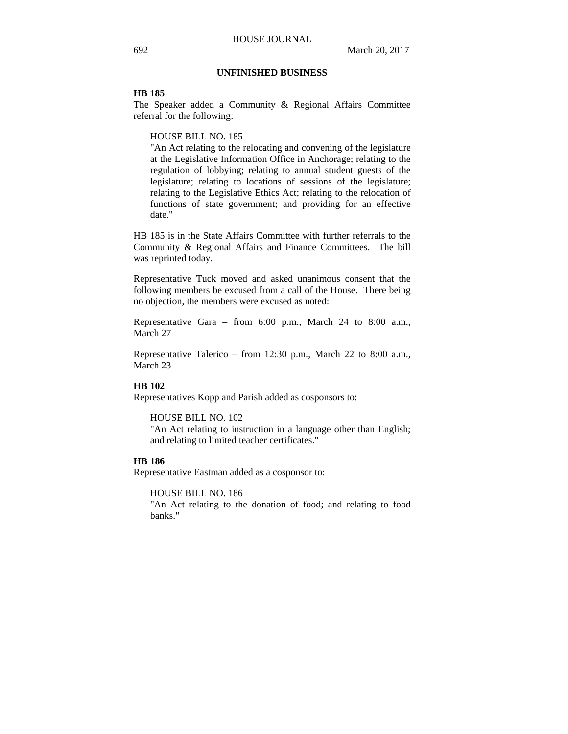## UNFINISHED BUSINESS

**HB 185**
The Speaker added a Community & Regional Affairs Committee referral for the following:

HOUSE BILL NO. 185
"An Act relating to the relocating and convening of the legislature at the Legislative Information Office in Anchorage; relating to the regulation of lobbying; relating to annual student guests of the legislature; relating to locations of sessions of the legislature; relating to the Legislative Ethics Act; relating to the relocation of functions of state government; and providing for an effective date."

HB 185 is in the State Affairs Committee with further referrals to the Community & Regional Affairs and Finance Committees. The bill was reprinted today.

Representative Tuck moved and asked unanimous consent that the following members be excused from a call of the House. There being no objection, the members were excused as noted:

Representative Gara – from 6:00 p.m., March 24 to 8:00 a.m., March 27

Representative Talerico – from 12:30 p.m., March 22 to 8:00 a.m., March 23

**HB 102**
Representatives Kopp and Parish added as cosponsors to:

HOUSE BILL NO. 102
"An Act relating to instruction in a language other than English; and relating to limited teacher certificates."

**HB 186**
Representative Eastman added as a cosponsor to:

HOUSE BILL NO. 186
"An Act relating to the donation of food; and relating to food banks."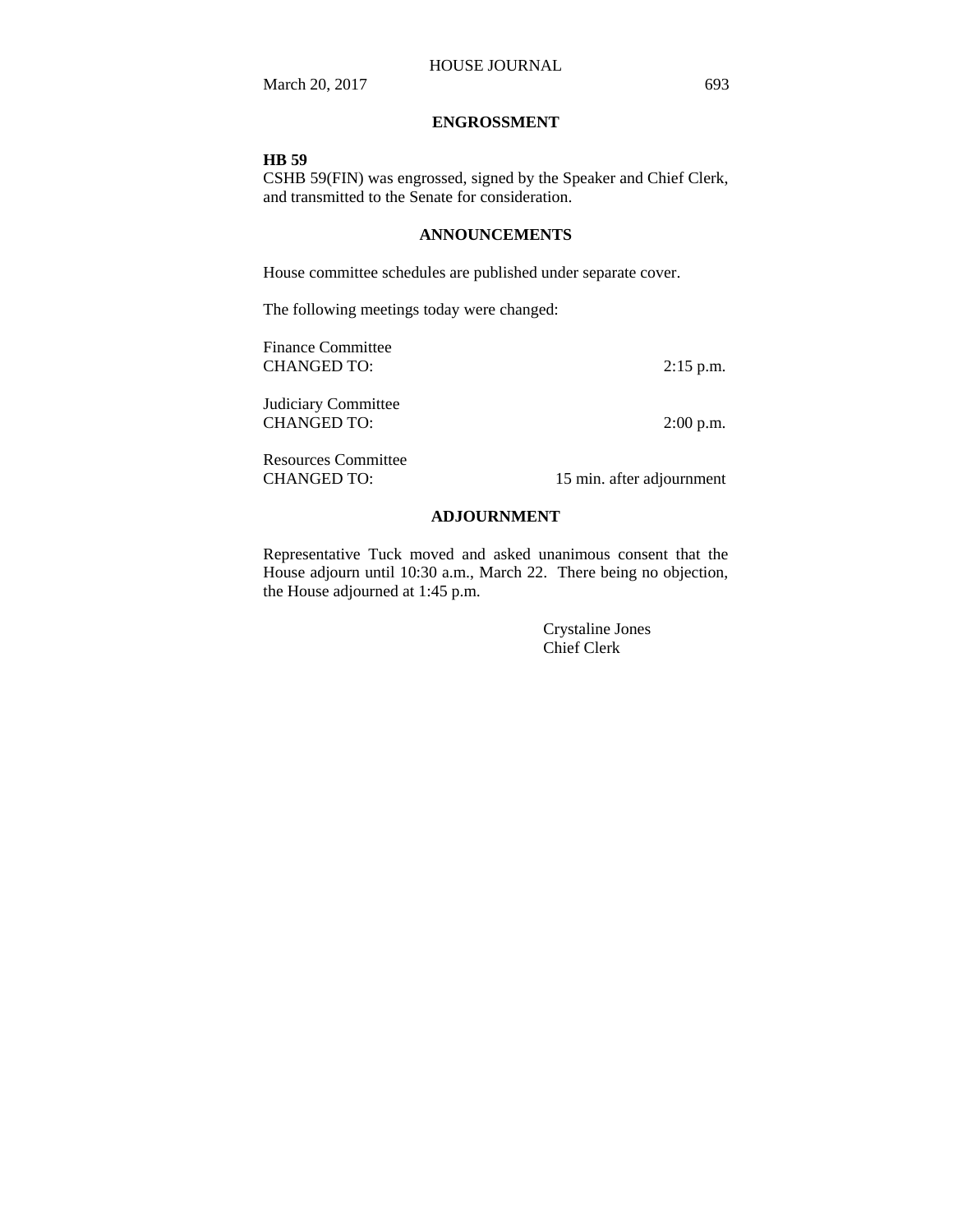## ENGROSSMENT

**HB 59**

CSHB 59(FIN) was engrossed, signed by the Speaker and Chief Clerk, and transmitted to the Senate for consideration.

## ANNOUNCEMENTS

House committee schedules are published under separate cover.

The following meetings today were changed:

Finance Committee
CHANGED TO: 2:15 p.m.

Judiciary Committee
CHANGED TO: 2:00 p.m.

Resources Committee
CHANGED TO: 15 min. after adjournment

## ADJOURNMENT

Representative Tuck moved and asked unanimous consent that the House adjourn until 10:30 a.m., March 22. There being no objection, the House adjourned at 1:45 p.m.

Crystaline Jones
Chief Clerk